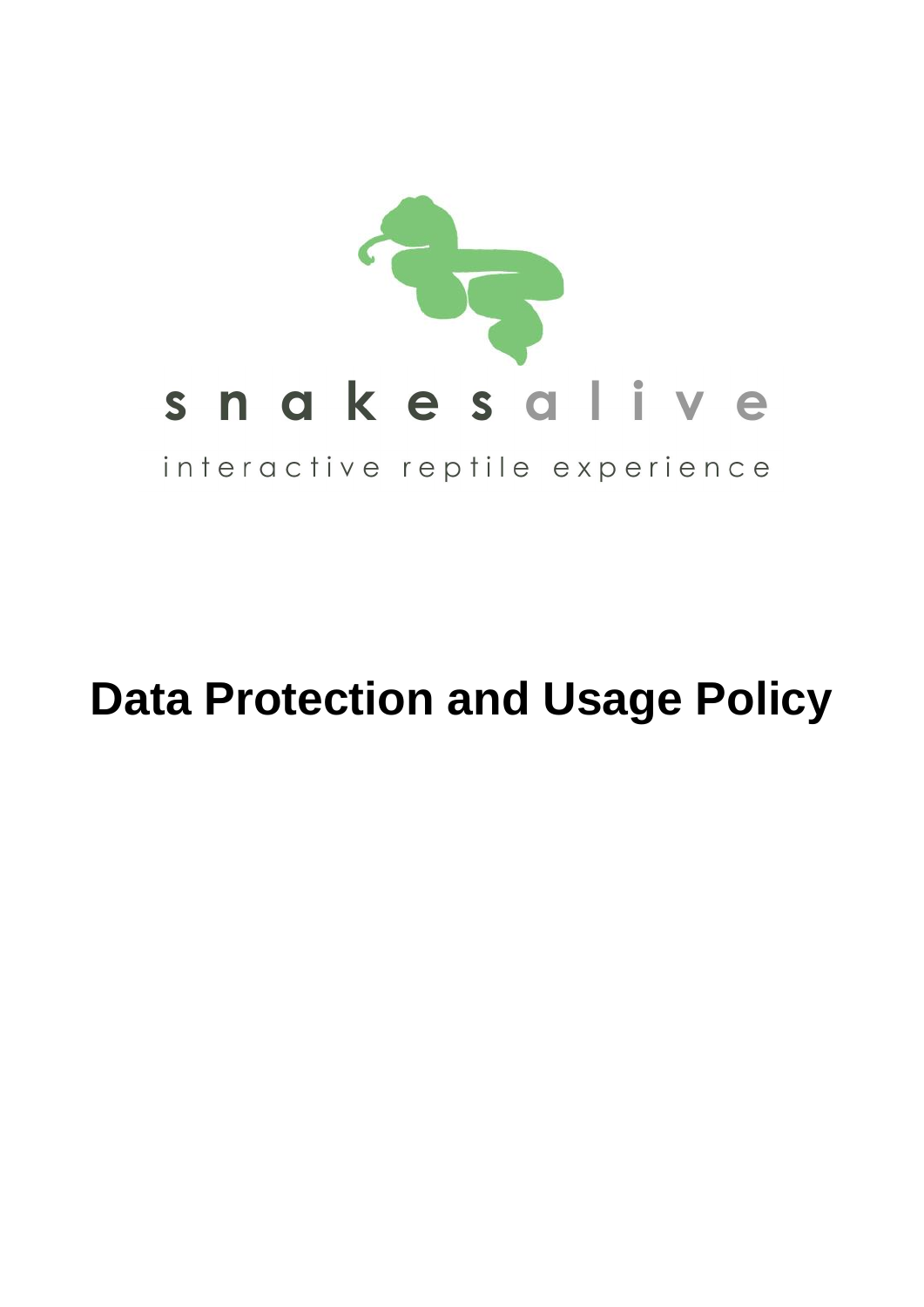snakesalive

interactive reptile experience

# Data Protection and Usage Policy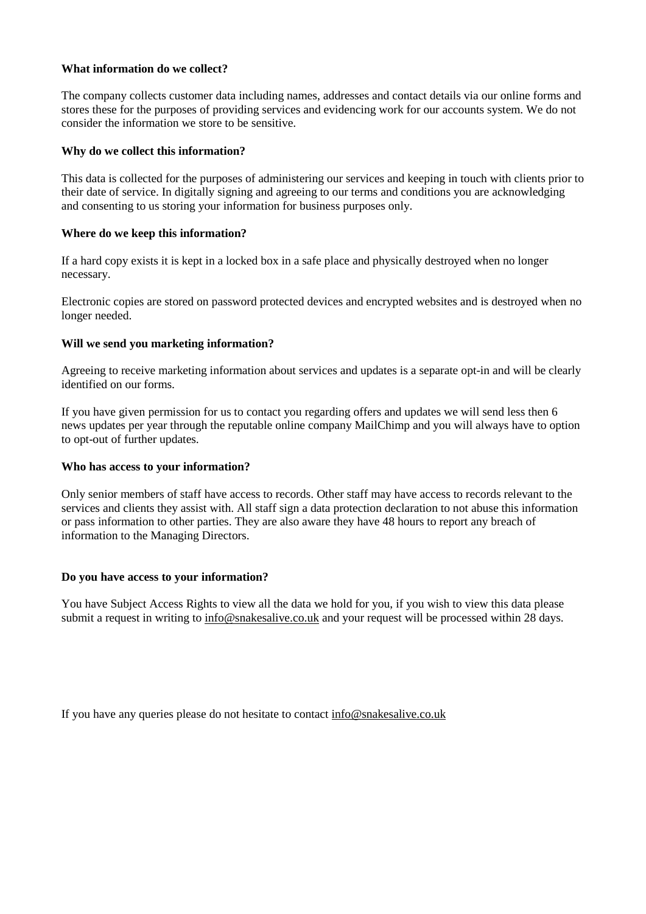**What information do we collect?**

The company collects customer data including names, addresses and contact details via our online forms and stores these for the purposes of providing services and evidencing work for our accounts system. We do not consider the information we store to be sensitive.

**Why do we collect this information?**

This data is collected for the purposes of administering our services and keeping in touch with clients prior to their date of service. In digitally signing and agreeing to our terms and conditions you are acknowledging and consenting to us storing your information for business purposes only.

**Where do we keep this information?**

If a hard copy exists it is kept in a locked box in a safe place and physically destroyed when no longer necessary.

Electronic copies are stored on password protected devices and encrypted websites and is destroyed when no longer needed.

**Will we send you marketing information?**

Agreeing to receive marketing information about services and updates is a separate opt-in and will be clearly identified on our forms.

If you have given permission for us to contact you regarding offers and updates we will send less then 6 news updates per year through the reputable online company MailChimp and you will always have to option to opt-out of further updates.

**Who has access to your information?**

Only senior members of staff have access to records. Other staff may have access to records relevant to the services and clients they assist with. All staff sign a data protection declaration to not abuse this information or pass information to other parties. They are also aware they have 48 hours to report any breach of information to the Managing Directors.

**Do you have access to your information?**

You have Subject Access Rights to view all the data we hold for you, if you wish to view this data please submit a request in writing to info@snakesalive.co.uk and your request will be processed within 28 days.

If you have any queries please do not hesitate to contact info@snakesalive.co.uk